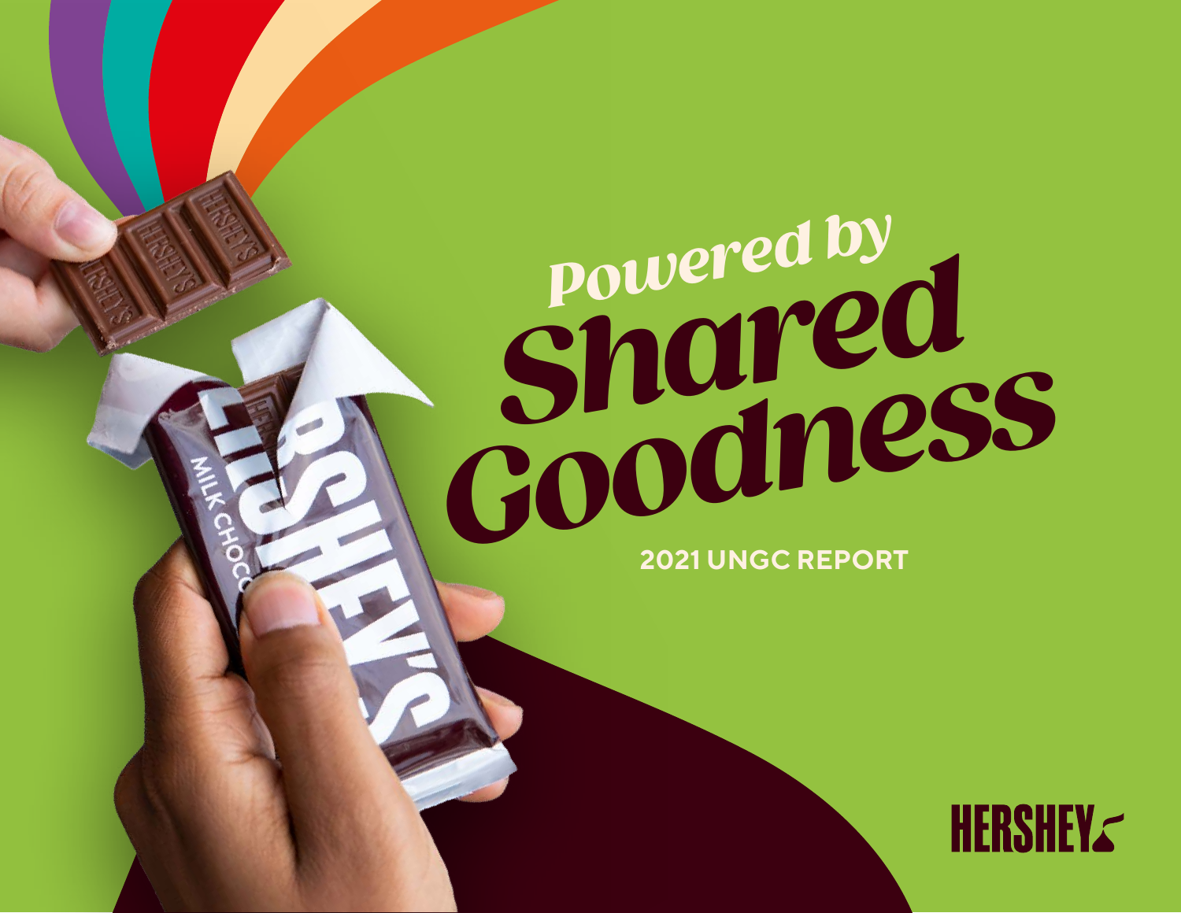# Powered by Shared Goodness

## 2021 UNGC REPORT

HERSHEY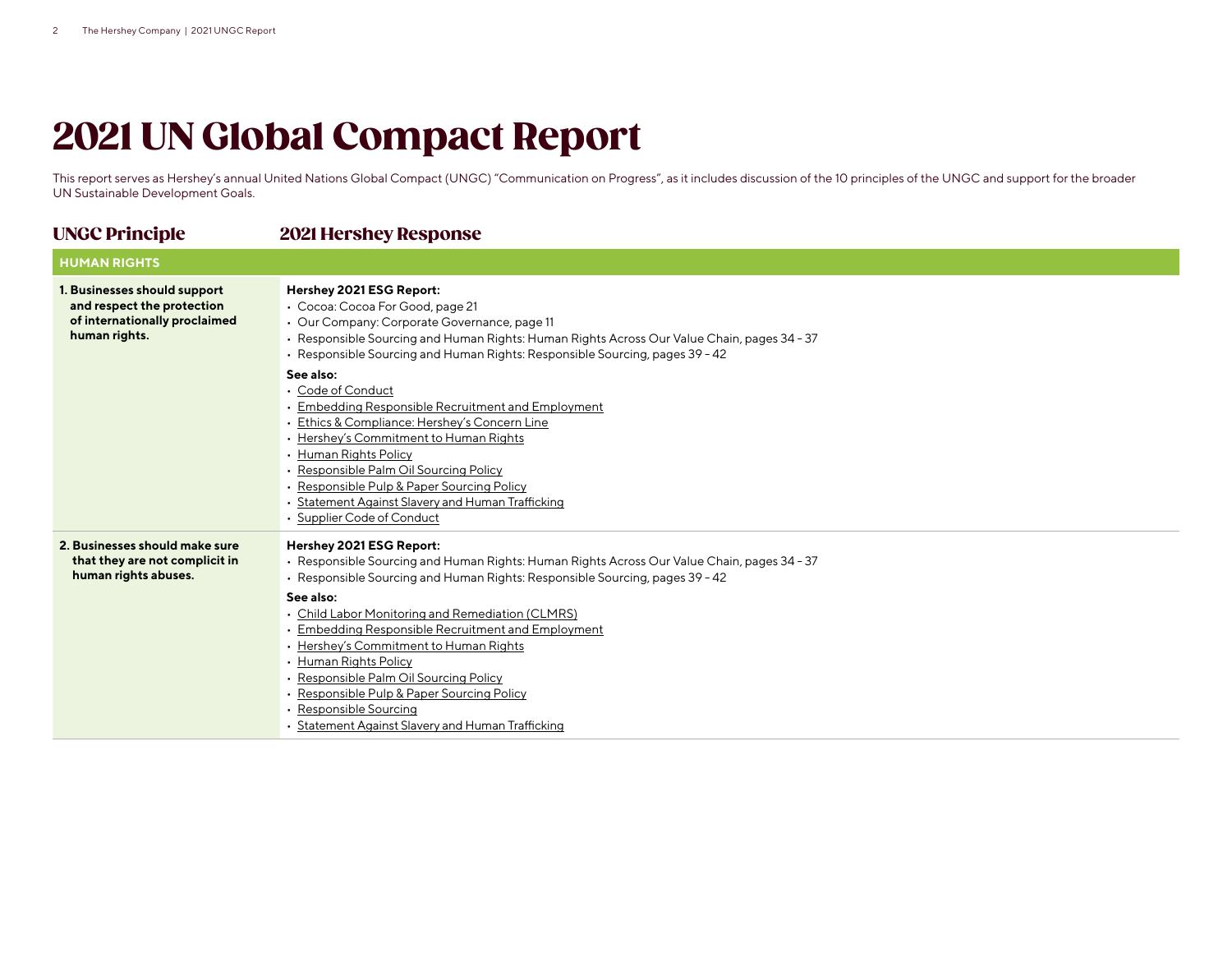# 2021 UN Global Compact Report

This report serves as Hershey's annual United Nations Global Compact (UNGC) "Communication on Progress", as it includes discussion of the 10 principles of the UNGC and support for the broader UN Sustainable Development Goals.

| UNGC Principle | 2021 Hershey Response |
|---|---|
| **HUMAN RIGHTS** | |
| **1. Businesses should support and respect the protection of internationally proclaimed human rights.** | **Hershey 2021 ESG Report:**<br>• Cocoa: Cocoa For Good, page 21<br>• Our Company: Corporate Governance, page 11<br>• Responsible Sourcing and Human Rights: Human Rights Across Our Value Chain, pages 34 – 37<br>• Responsible Sourcing and Human Rights: Responsible Sourcing, pages 39 – 42<br>**See also:**<br>• Code of Conduct<br>• Embedding Responsible Recruitment and Employment<br>• Ethics & Compliance: Hershey's Concern Line<br>• Hershey's Commitment to Human Rights<br>• Human Rights Policy<br>• Responsible Palm Oil Sourcing Policy<br>• Responsible Pulp & Paper Sourcing Policy<br>• Statement Against Slavery and Human Trafficking<br>• Supplier Code of Conduct |
| **2. Businesses should make sure that they are not complicit in human rights abuses.** | **Hershey 2021 ESG Report:**<br>• Responsible Sourcing and Human Rights: Human Rights Across Our Value Chain, pages 34 – 37<br>• Responsible Sourcing and Human Rights: Responsible Sourcing, pages 39 – 42<br>**See also:**<br>• Child Labor Monitoring and Remediation (CLMRS)<br>• Embedding Responsible Recruitment and Employment<br>• Hershey's Commitment to Human Rights<br>• Human Rights Policy<br>• Responsible Palm Oil Sourcing Policy<br>• Responsible Pulp & Paper Sourcing Policy<br>• Responsible Sourcing<br>• Statement Against Slavery and Human Trafficking |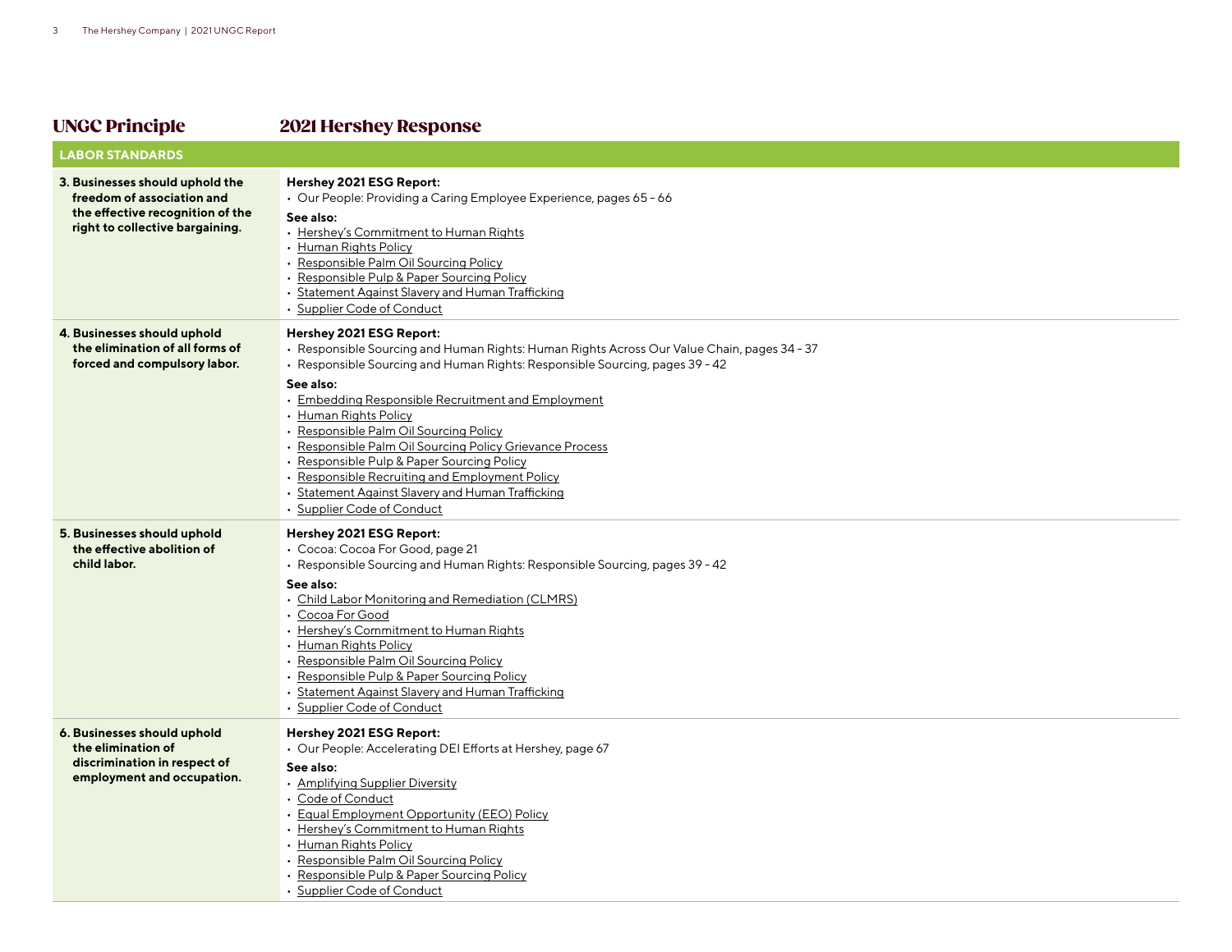| UNGC Principle | 2021 Hershey Response |
|---|---|
| **LABOR STANDARDS** | |
| **3. Businesses should uphold the freedom of association and the effective recognition of the right to collective bargaining.** | **Hershey 2021 ESG Report:**<br>• Our People: Providing a Caring Employee Experience, pages 65 – 66<br>**See also:**<br>• Hershey's Commitment to Human Rights<br>• Human Rights Policy<br>• Responsible Palm Oil Sourcing Policy<br>• Responsible Pulp & Paper Sourcing Policy<br>• Statement Against Slavery and Human Trafficking<br>• Supplier Code of Conduct |
| **4. Businesses should uphold the elimination of all forms of forced and compulsory labor.** | **Hershey 2021 ESG Report:**<br>• Responsible Sourcing and Human Rights: Human Rights Across Our Value Chain, pages 34 – 37<br>• Responsible Sourcing and Human Rights: Responsible Sourcing, pages 39 – 42<br>**See also:**<br>• Embedding Responsible Recruitment and Employment<br>• Human Rights Policy<br>• Responsible Palm Oil Sourcing Policy<br>• Responsible Palm Oil Sourcing Policy Grievance Process<br>• Responsible Pulp & Paper Sourcing Policy<br>• Responsible Recruiting and Employment Policy<br>• Statement Against Slavery and Human Trafficking<br>• Supplier Code of Conduct |
| **5. Businesses should uphold the effective abolition of child labor.** | **Hershey 2021 ESG Report:**<br>• Cocoa: Cocoa For Good, page 21<br>• Responsible Sourcing and Human Rights: Responsible Sourcing, pages 39 – 42<br>**See also:**<br>• Child Labor Monitoring and Remediation (CLMRS)<br>• Cocoa For Good<br>• Hershey's Commitment to Human Rights<br>• Human Rights Policy<br>• Responsible Palm Oil Sourcing Policy<br>• Responsible Pulp & Paper Sourcing Policy<br>• Statement Against Slavery and Human Trafficking<br>• Supplier Code of Conduct |
| **6. Businesses should uphold the elimination of discrimination in respect of employment and occupation.** | **Hershey 2021 ESG Report:**<br>• Our People: Accelerating DEI Efforts at Hershey, page 67<br>**See also:**<br>• Amplifying Supplier Diversity<br>• Code of Conduct<br>• Equal Employment Opportunity (EEO) Policy<br>• Hershey's Commitment to Human Rights<br>• Human Rights Policy<br>• Responsible Palm Oil Sourcing Policy<br>• Responsible Pulp & Paper Sourcing Policy<br>• Supplier Code of Conduct |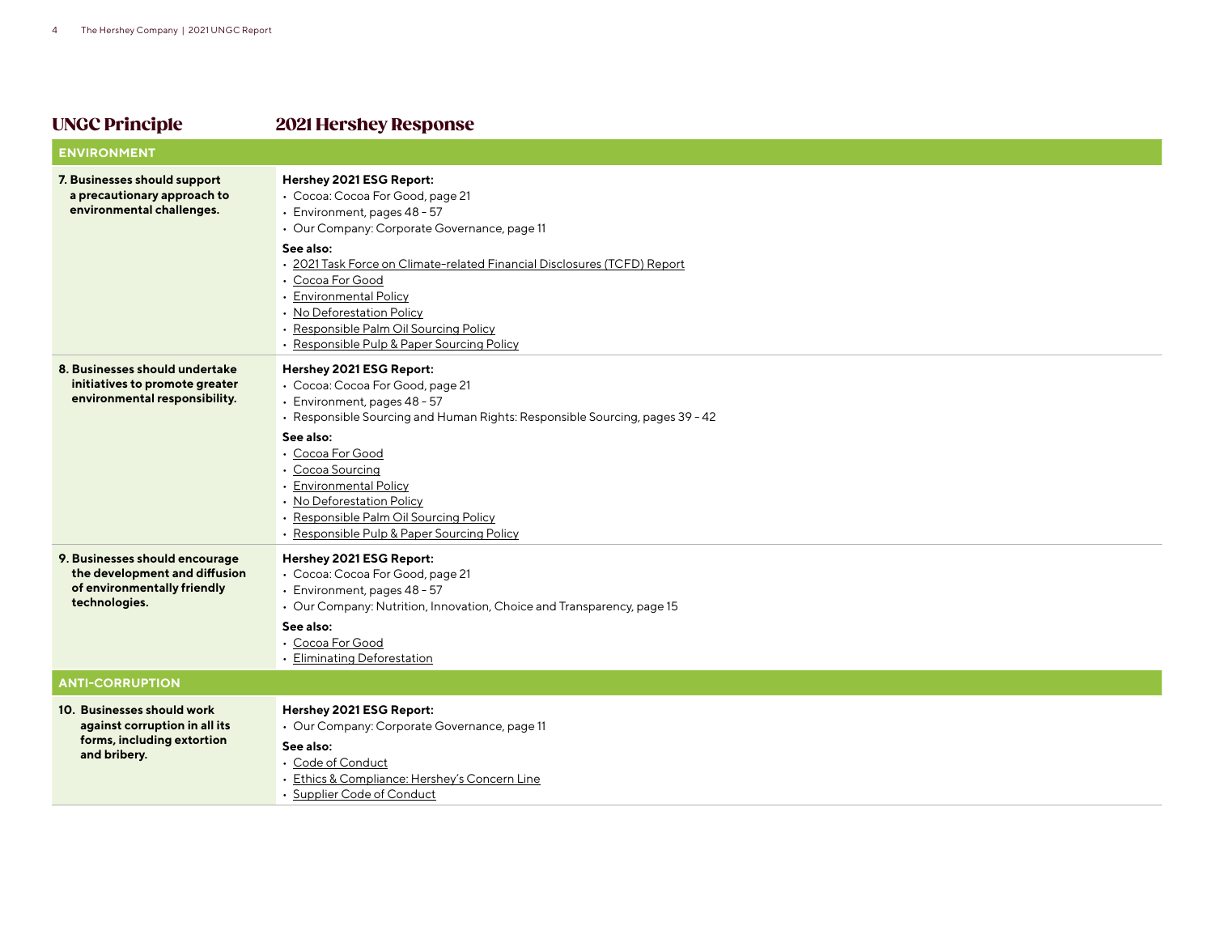| UNGC Principle | 2021 Hershey Response |
| --- | --- |
| **ENVIRONMENT** | |
| **7. Businesses should support a precautionary approach to environmental challenges.** | **Hershey 2021 ESG Report:**<br>• Cocoa: Cocoa For Good, page 21<br>• Environment, pages 48 – 57<br>• Our Company: Corporate Governance, page 11<br>**See also:**<br>• 2021 Task Force on Climate-related Financial Disclosures (TCFD) Report<br>• Cocoa For Good<br>• Environmental Policy<br>• No Deforestation Policy<br>• Responsible Palm Oil Sourcing Policy<br>• Responsible Pulp & Paper Sourcing Policy |
| **8. Businesses should undertake initiatives to promote greater environmental responsibility.** | **Hershey 2021 ESG Report:**<br>• Cocoa: Cocoa For Good, page 21<br>• Environment, pages 48 – 57<br>• Responsible Sourcing and Human Rights: Responsible Sourcing, pages 39 – 42<br>**See also:**<br>• Cocoa For Good<br>• Cocoa Sourcing<br>• Environmental Policy<br>• No Deforestation Policy<br>• Responsible Palm Oil Sourcing Policy<br>• Responsible Pulp & Paper Sourcing Policy |
| **9. Businesses should encourage the development and diffusion of environmentally friendly technologies.** | **Hershey 2021 ESG Report:**<br>• Cocoa: Cocoa For Good, page 21<br>• Environment, pages 48 – 57<br>• Our Company: Nutrition, Innovation, Choice and Transparency, page 15<br>**See also:**<br>• Cocoa For Good<br>• Eliminating Deforestation |
| **ANTI-CORRUPTION** | |
| **10. Businesses should work against corruption in all its forms, including extortion and bribery.** | **Hershey 2021 ESG Report:**<br>• Our Company: Corporate Governance, page 11<br>**See also:**<br>• Code of Conduct<br>• Ethics & Compliance: Hershey's Concern Line<br>• Supplier Code of Conduct |